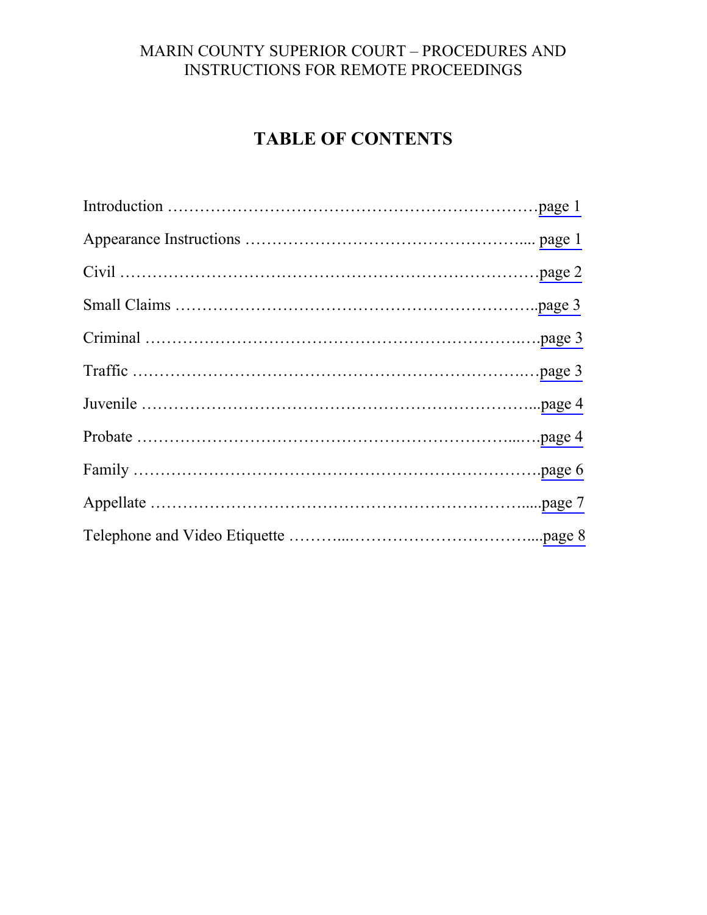MARIN COUNTY SUPERIOR COURT – PROCEDURES AND INSTRUCTIONS FOR REMOTE PROCEEDINGS

# TABLE OF CONTENTS

Introduction ……………………………………………………………page 1

Appearance Instructions ……………………………………………..... page 1

Civil …………………………………………………………………page 2

Small Claims …………………………………………………………..page 3

Criminal ………………………………………………………….….page 3

Traffic ………………………………………………………….…page 3

Juvenile ………………………………………………………………...page 4

Probate ……………………………………………………………...…page 4

Family ……………………………………………………………….page 6

Appellate …………………………………………………………….....page 7

Telephone and Video Etiquette ………...……………………………....page 8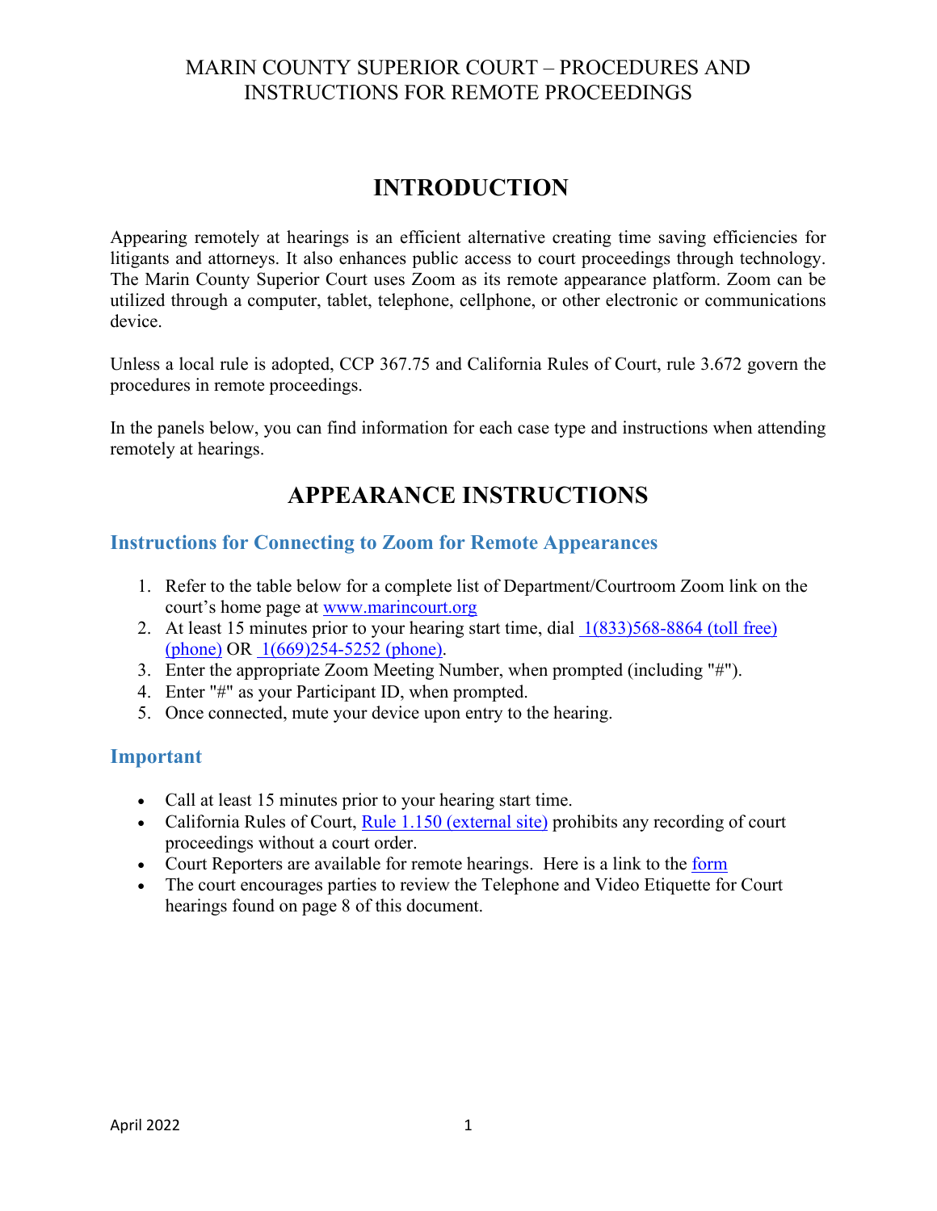# MARIN COUNTY SUPERIOR COURT – PROCEDURES AND INSTRUCTIONS FOR REMOTE PROCEEDINGS

## INTRODUCTION

Appearing remotely at hearings is an efficient alternative creating time saving efficiencies for litigants and attorneys. It also enhances public access to court proceedings through technology. The Marin County Superior Court uses Zoom as its remote appearance platform. Zoom can be utilized through a computer, tablet, telephone, cellphone, or other electronic or communications device.

Unless a local rule is adopted, CCP 367.75 and California Rules of Court, rule 3.672 govern the procedures in remote proceedings.

In the panels below, you can find information for each case type and instructions when attending remotely at hearings.

## APPEARANCE INSTRUCTIONS

### Instructions for Connecting to Zoom for Remote Appearances

1. Refer to the table below for a complete list of Department/Courtroom Zoom link on the court's home page at www.marincourt.org
2. At least 15 minutes prior to your hearing start time, dial 1(833)568-8864 (toll free) (phone) OR 1(669)254-5252 (phone).
3. Enter the appropriate Zoom Meeting Number, when prompted (including "#").
4. Enter "#" as your Participant ID, when prompted.
5. Once connected, mute your device upon entry to the hearing.

### Important

- Call at least 15 minutes prior to your hearing start time.
- California Rules of Court, Rule 1.150 (external site) prohibits any recording of court proceedings without a court order.
- Court Reporters are available for remote hearings. Here is a link to the form
- The court encourages parties to review the Telephone and Video Etiquette for Court hearings found on page 8 of this document.

April 2022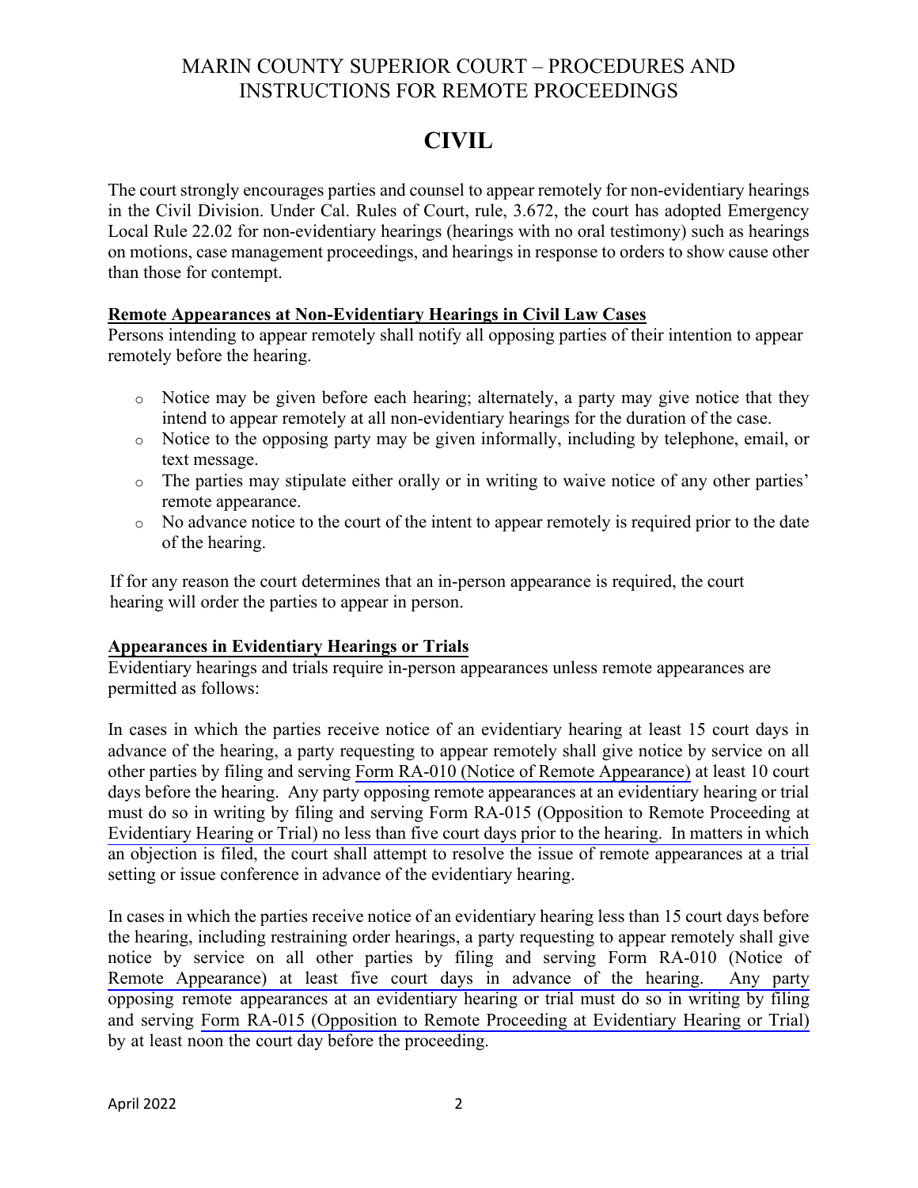# MARIN COUNTY SUPERIOR COURT – PROCEDURES AND INSTRUCTIONS FOR REMOTE PROCEEDINGS

## CIVIL

The court strongly encourages parties and counsel to appear remotely for non-evidentiary hearings in the Civil Division. Under Cal. Rules of Court, rule, 3.672, the court has adopted Emergency Local Rule 22.02 for non-evidentiary hearings (hearings with no oral testimony) such as hearings on motions, case management proceedings, and hearings in response to orders to show cause other than those for contempt.

### Remote Appearances at Non-Evidentiary Hearings in Civil Law Cases

Persons intending to appear remotely shall notify all opposing parties of their intention to appear remotely before the hearing.

- Notice may be given before each hearing; alternately, a party may give notice that they intend to appear remotely at all non-evidentiary hearings for the duration of the case.
- Notice to the opposing party may be given informally, including by telephone, email, or text message.
- The parties may stipulate either orally or in writing to waive notice of any other parties' remote appearance.
- No advance notice to the court of the intent to appear remotely is required prior to the date of the hearing.

If for any reason the court determines that an in-person appearance is required, the court hearing will order the parties to appear in person.

### Appearances in Evidentiary Hearings or Trials

Evidentiary hearings and trials require in-person appearances unless remote appearances are permitted as follows:

In cases in which the parties receive notice of an evidentiary hearing at least 15 court days in advance of the hearing, a party requesting to appear remotely shall give notice by service on all other parties by filing and serving Form RA-010 (Notice of Remote Appearance) at least 10 court days before the hearing. Any party opposing remote appearances at an evidentiary hearing or trial must do so in writing by filing and serving Form RA-015 (Opposition to Remote Proceeding at Evidentiary Hearing or Trial) no less than five court days prior to the hearing. In matters in which an objection is filed, the court shall attempt to resolve the issue of remote appearances at a trial setting or issue conference in advance of the evidentiary hearing.

In cases in which the parties receive notice of an evidentiary hearing less than 15 court days before the hearing, including restraining order hearings, a party requesting to appear remotely shall give notice by service on all other parties by filing and serving Form RA-010 (Notice of Remote Appearance) at least five court days in advance of the hearing. Any party opposing remote appearances at an evidentiary hearing or trial must do so in writing by filing and serving Form RA-015 (Opposition to Remote Proceeding at Evidentiary Hearing or Trial) by at least noon the court day before the proceeding.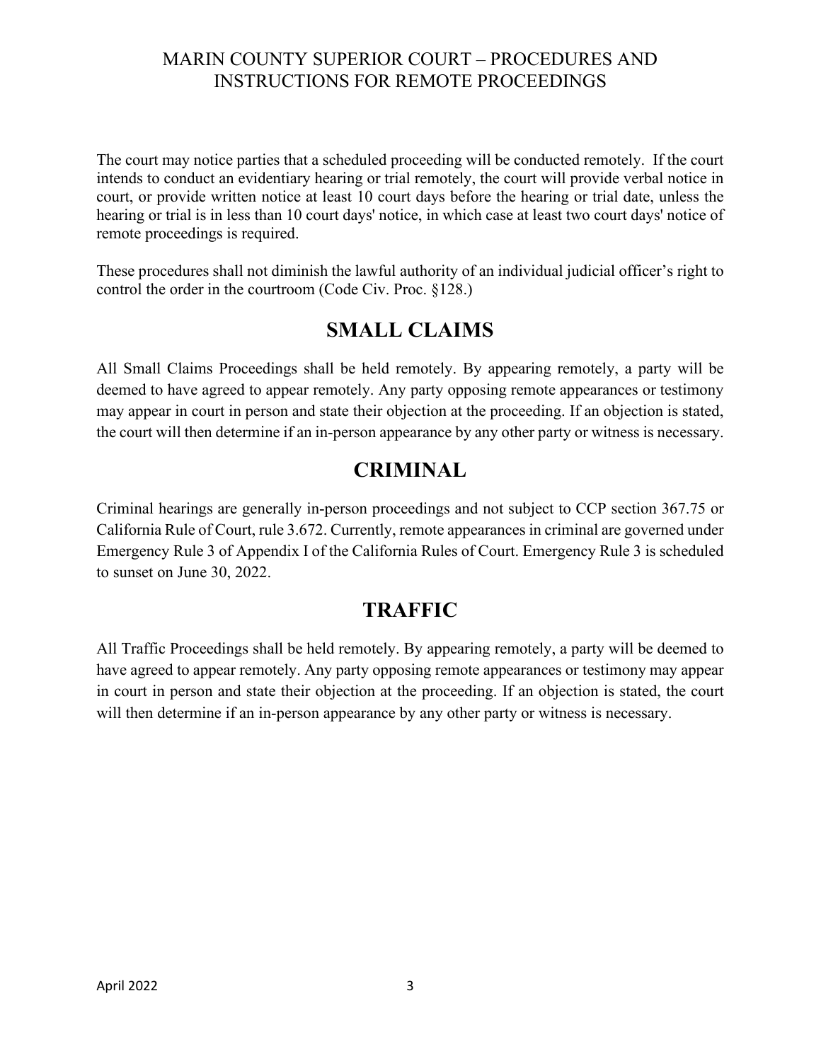The court may notice parties that a scheduled proceeding will be conducted remotely. If the court intends to conduct an evidentiary hearing or trial remotely, the court will provide verbal notice in court, or provide written notice at least 10 court days before the hearing or trial date, unless the hearing or trial is in less than 10 court days' notice, in which case at least two court days' notice of remote proceedings is required.

These procedures shall not diminish the lawful authority of an individual judicial officer's right to control the order in the courtroom (Code Civ. Proc. §128.)

## SMALL CLAIMS

All Small Claims Proceedings shall be held remotely. By appearing remotely, a party will be deemed to have agreed to appear remotely. Any party opposing remote appearances or testimony may appear in court in person and state their objection at the proceeding. If an objection is stated, the court will then determine if an in-person appearance by any other party or witness is necessary.

## CRIMINAL

Criminal hearings are generally in-person proceedings and not subject to CCP section 367.75 or California Rule of Court, rule 3.672. Currently, remote appearances in criminal are governed under Emergency Rule 3 of Appendix I of the California Rules of Court. Emergency Rule 3 is scheduled to sunset on June 30, 2022.

## TRAFFIC

All Traffic Proceedings shall be held remotely. By appearing remotely, a party will be deemed to have agreed to appear remotely. Any party opposing remote appearances or testimony may appear in court in person and state their objection at the proceeding. If an objection is stated, the court will then determine if an in-person appearance by any other party or witness is necessary.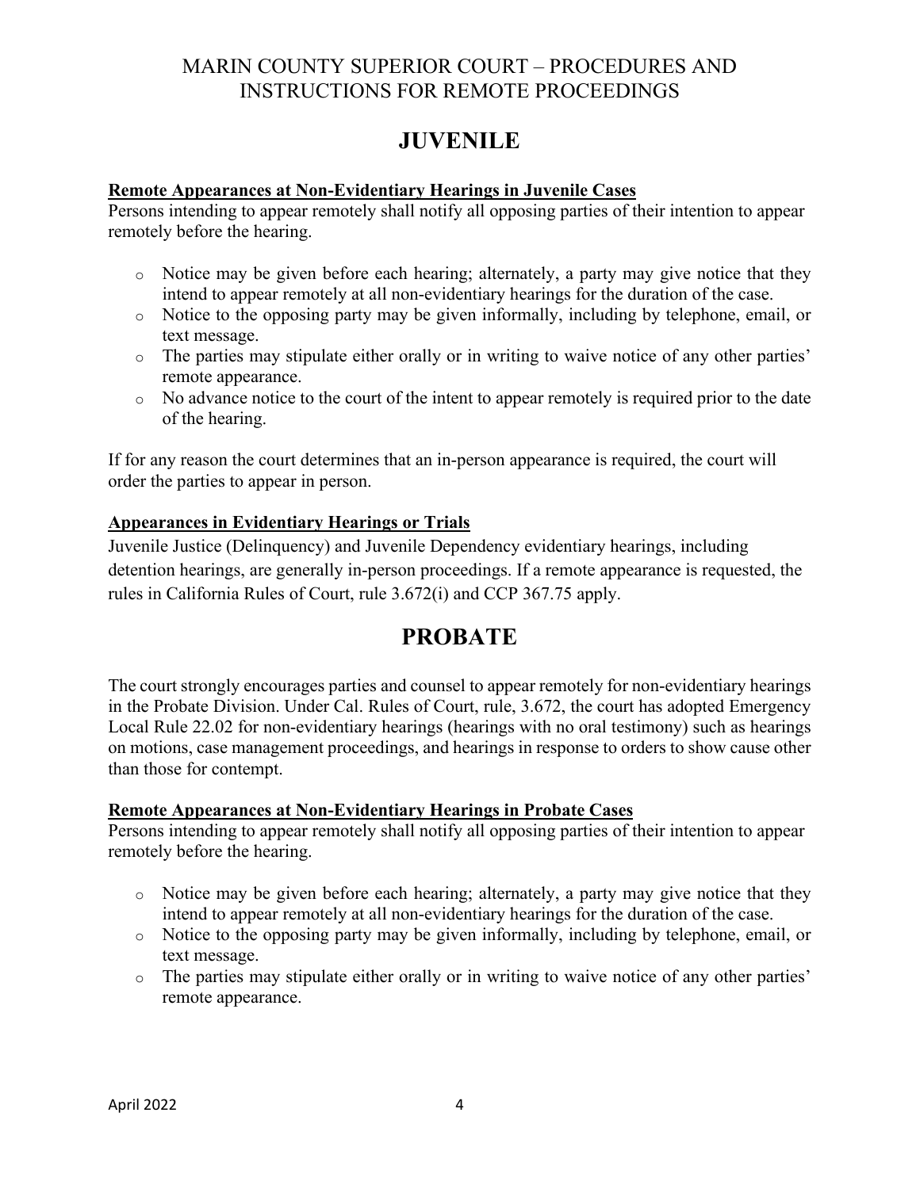# JUVENILE

**Remote Appearances at Non-Evidentiary Hearings in Juvenile Cases**

Persons intending to appear remotely shall notify all opposing parties of their intention to appear remotely before the hearing.

- Notice may be given before each hearing; alternately, a party may give notice that they intend to appear remotely at all non-evidentiary hearings for the duration of the case.
- Notice to the opposing party may be given informally, including by telephone, email, or text message.
- The parties may stipulate either orally or in writing to waive notice of any other parties' remote appearance.
- No advance notice to the court of the intent to appear remotely is required prior to the date of the hearing.

If for any reason the court determines that an in-person appearance is required, the court will order the parties to appear in person.

**Appearances in Evidentiary Hearings or Trials**

Juvenile Justice (Delinquency) and Juvenile Dependency evidentiary hearings, including detention hearings, are generally in-person proceedings. If a remote appearance is requested, the rules in California Rules of Court, rule 3.672(i) and CCP 367.75 apply.

# PROBATE

The court strongly encourages parties and counsel to appear remotely for non-evidentiary hearings in the Probate Division. Under Cal. Rules of Court, rule, 3.672, the court has adopted Emergency Local Rule 22.02 for non-evidentiary hearings (hearings with no oral testimony) such as hearings on motions, case management proceedings, and hearings in response to orders to show cause other than those for contempt.

**Remote Appearances at Non-Evidentiary Hearings in Probate Cases**

Persons intending to appear remotely shall notify all opposing parties of their intention to appear remotely before the hearing.

- Notice may be given before each hearing; alternately, a party may give notice that they intend to appear remotely at all non-evidentiary hearings for the duration of the case.
- Notice to the opposing party may be given informally, including by telephone, email, or text message.
- The parties may stipulate either orally or in writing to waive notice of any other parties' remote appearance.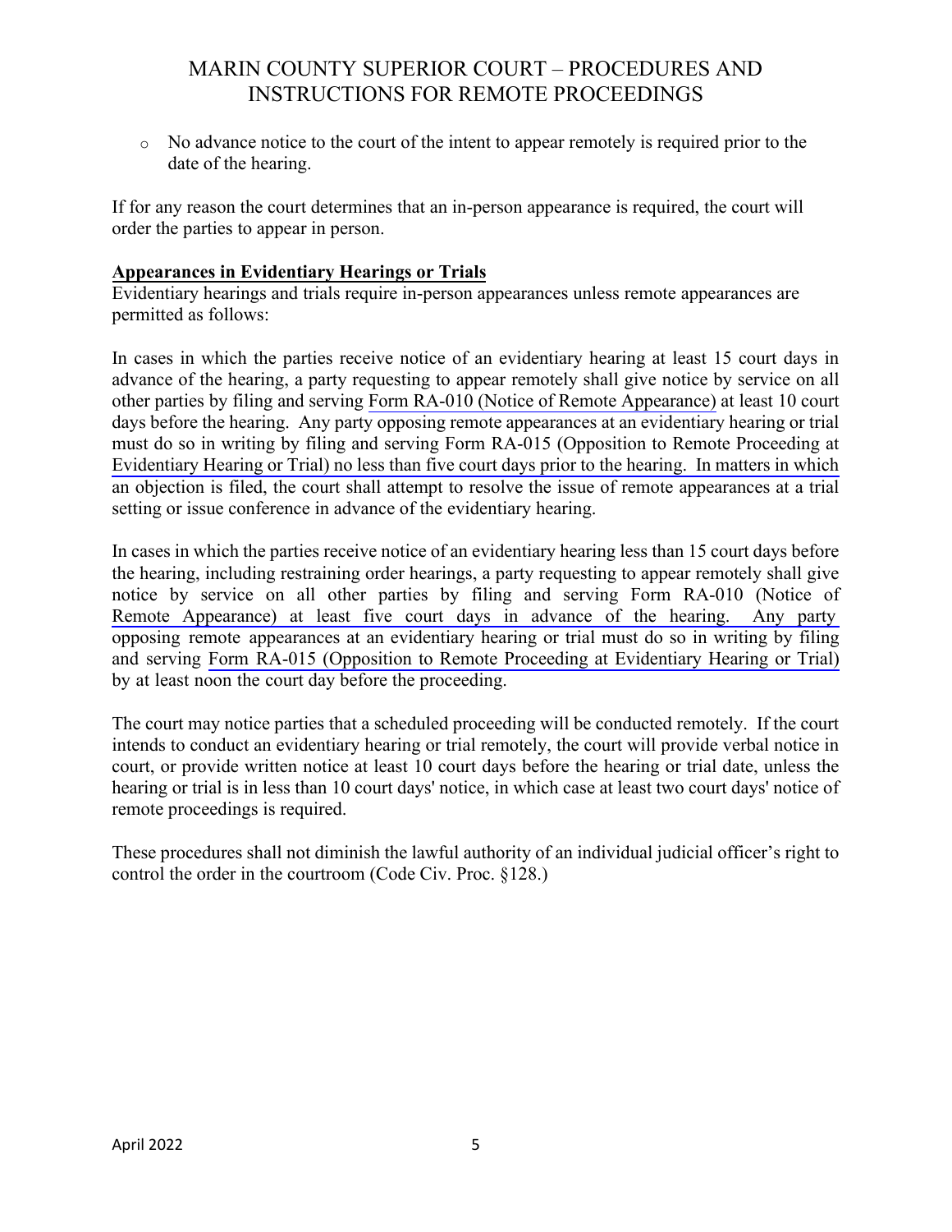- No advance notice to the court of the intent to appear remotely is required prior to the date of the hearing.

If for any reason the court determines that an in-person appearance is required, the court will order the parties to appear in person.

**Appearances in Evidentiary Hearings or Trials**

Evidentiary hearings and trials require in-person appearances unless remote appearances are permitted as follows:

In cases in which the parties receive notice of an evidentiary hearing at least 15 court days in advance of the hearing, a party requesting to appear remotely shall give notice by service on all other parties by filing and serving Form RA-010 (Notice of Remote Appearance) at least 10 court days before the hearing. Any party opposing remote appearances at an evidentiary hearing or trial must do so in writing by filing and serving Form RA-015 (Opposition to Remote Proceeding at Evidentiary Hearing or Trial) no less than five court days prior to the hearing. In matters in which an objection is filed, the court shall attempt to resolve the issue of remote appearances at a trial setting or issue conference in advance of the evidentiary hearing.

In cases in which the parties receive notice of an evidentiary hearing less than 15 court days before the hearing, including restraining order hearings, a party requesting to appear remotely shall give notice by service on all other parties by filing and serving Form RA-010 (Notice of Remote Appearance) at least five court days in advance of the hearing. Any party opposing remote appearances at an evidentiary hearing or trial must do so in writing by filing and serving Form RA-015 (Opposition to Remote Proceeding at Evidentiary Hearing or Trial) by at least noon the court day before the proceeding.

The court may notice parties that a scheduled proceeding will be conducted remotely. If the court intends to conduct an evidentiary hearing or trial remotely, the court will provide verbal notice in court, or provide written notice at least 10 court days before the hearing or trial date, unless the hearing or trial is in less than 10 court days' notice, in which case at least two court days' notice of remote proceedings is required.

These procedures shall not diminish the lawful authority of an individual judicial officer's right to control the order in the courtroom (Code Civ. Proc. §128.)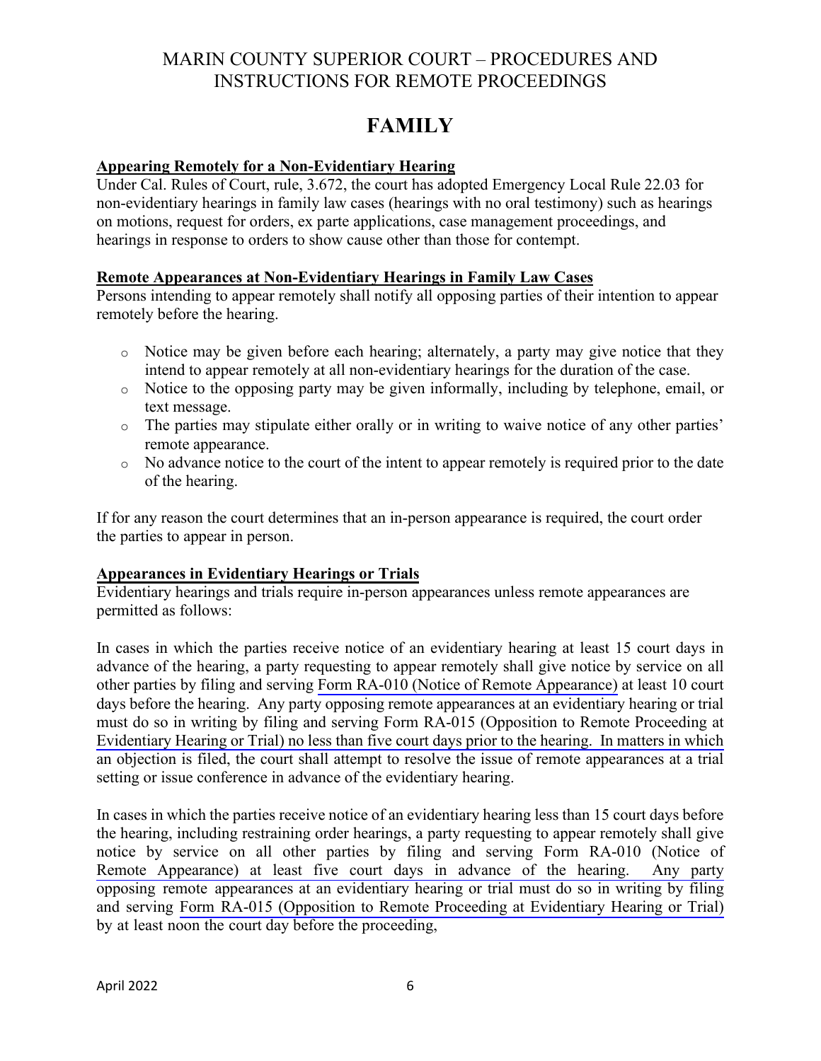# MARIN COUNTY SUPERIOR COURT – PROCEDURES AND INSTRUCTIONS FOR REMOTE PROCEEDINGS

## FAMILY

**Appearing Remotely for a Non-Evidentiary Hearing**

Under Cal. Rules of Court, rule, 3.672, the court has adopted Emergency Local Rule 22.03 for non-evidentiary hearings in family law cases (hearings with no oral testimony) such as hearings on motions, request for orders, ex parte applications, case management proceedings, and hearings in response to orders to show cause other than those for contempt.

**Remote Appearances at Non-Evidentiary Hearings in Family Law Cases**

Persons intending to appear remotely shall notify all opposing parties of their intention to appear remotely before the hearing.

- Notice may be given before each hearing; alternately, a party may give notice that they intend to appear remotely at all non-evidentiary hearings for the duration of the case.
- Notice to the opposing party may be given informally, including by telephone, email, or text message.
- The parties may stipulate either orally or in writing to waive notice of any other parties' remote appearance.
- No advance notice to the court of the intent to appear remotely is required prior to the date of the hearing.

If for any reason the court determines that an in-person appearance is required, the court order the parties to appear in person.

**Appearances in Evidentiary Hearings or Trials**

Evidentiary hearings and trials require in-person appearances unless remote appearances are permitted as follows:

In cases in which the parties receive notice of an evidentiary hearing at least 15 court days in advance of the hearing, a party requesting to appear remotely shall give notice by service on all other parties by filing and serving Form RA-010 (Notice of Remote Appearance) at least 10 court days before the hearing. Any party opposing remote appearances at an evidentiary hearing or trial must do so in writing by filing and serving Form RA-015 (Opposition to Remote Proceeding at Evidentiary Hearing or Trial) no less than five court days prior to the hearing. In matters in which an objection is filed, the court shall attempt to resolve the issue of remote appearances at a trial setting or issue conference in advance of the evidentiary hearing.

In cases in which the parties receive notice of an evidentiary hearing less than 15 court days before the hearing, including restraining order hearings, a party requesting to appear remotely shall give notice by service on all other parties by filing and serving Form RA-010 (Notice of Remote Appearance) at least five court days in advance of the hearing. Any party opposing remote appearances at an evidentiary hearing or trial must do so in writing by filing and serving Form RA-015 (Opposition to Remote Proceeding at Evidentiary Hearing or Trial) by at least noon the court day before the proceeding,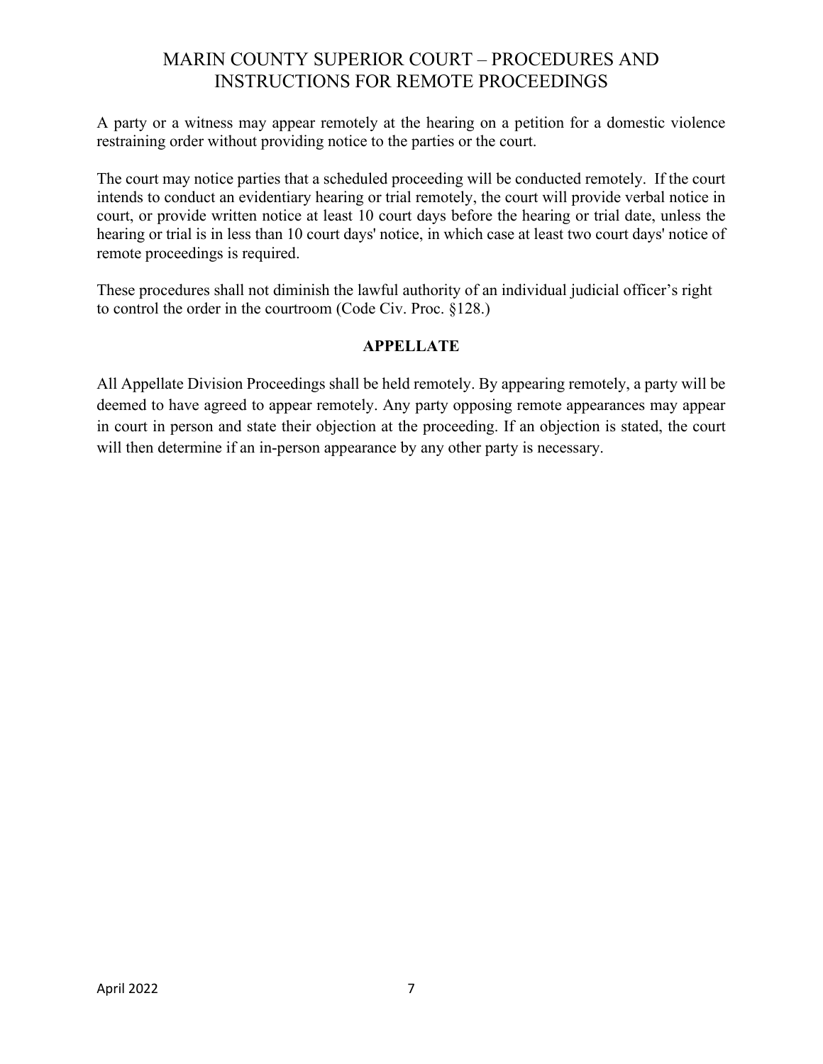A party or a witness may appear remotely at the hearing on a petition for a domestic violence restraining order without providing notice to the parties or the court.

The court may notice parties that a scheduled proceeding will be conducted remotely. If the court intends to conduct an evidentiary hearing or trial remotely, the court will provide verbal notice in court, or provide written notice at least 10 court days before the hearing or trial date, unless the hearing or trial is in less than 10 court days' notice, in which case at least two court days' notice of remote proceedings is required.

These procedures shall not diminish the lawful authority of an individual judicial officer's right to control the order in the courtroom (Code Civ. Proc. §128.)

## APPELLATE

All Appellate Division Proceedings shall be held remotely. By appearing remotely, a party will be deemed to have agreed to appear remotely. Any party opposing remote appearances may appear in court in person and state their objection at the proceeding. If an objection is stated, the court will then determine if an in-person appearance by any other party is necessary.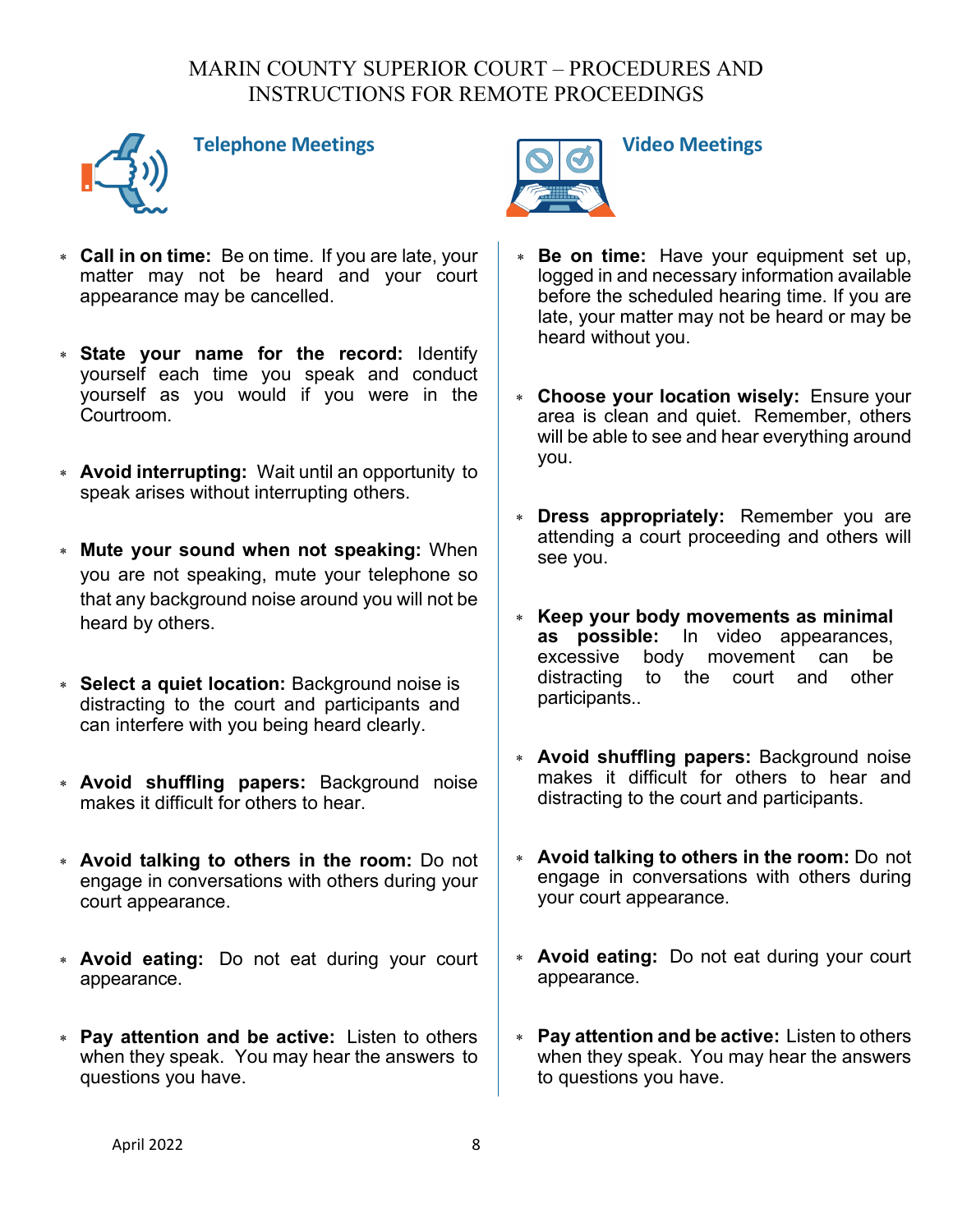# MARIN COUNTY SUPERIOR COURT – PROCEDURES AND INSTRUCTIONS FOR REMOTE PROCEEDINGS

## Telephone Meetings

* **Call in on time:** Be on time. If you are late, your matter may not be heard and your court appearance may be cancelled.
* **State your name for the record:** Identify yourself each time you speak and conduct yourself as you would if you were in the Courtroom.
* **Avoid interrupting:** Wait until an opportunity to speak arises without interrupting others.
* **Mute your sound when not speaking:** When you are not speaking, mute your telephone so that any background noise around you will not be heard by others.
* **Select a quiet location:** Background noise is distracting to the court and participants and can interfere with you being heard clearly.
* **Avoid shuffling papers:** Background noise makes it difficult for others to hear.
* **Avoid talking to others in the room:** Do not engage in conversations with others during your court appearance.
* **Avoid eating:** Do not eat during your court appearance.
* **Pay attention and be active:** Listen to others when they speak. You may hear the answers to questions you have.

## Video Meetings

* **Be on time:** Have your equipment set up, logged in and necessary information available before the scheduled hearing time. If you are late, your matter may not be heard or may be heard without you.
* **Choose your location wisely:** Ensure your area is clean and quiet. Remember, others will be able to see and hear everything around you.
* **Dress appropriately:** Remember you are attending a court proceeding and others will see you.
* **Keep your body movements as minimal as possible:** In video appearances, excessive body movement can be distracting to the court and other participants..
* **Avoid shuffling papers:** Background noise makes it difficult for others to hear and distracting to the court and participants.
* **Avoid talking to others in the room:** Do not engage in conversations with others during your court appearance.
* **Avoid eating:** Do not eat during your court appearance.
* **Pay attention and be active:** Listen to others when they speak. You may hear the answers to questions you have.

April 2022